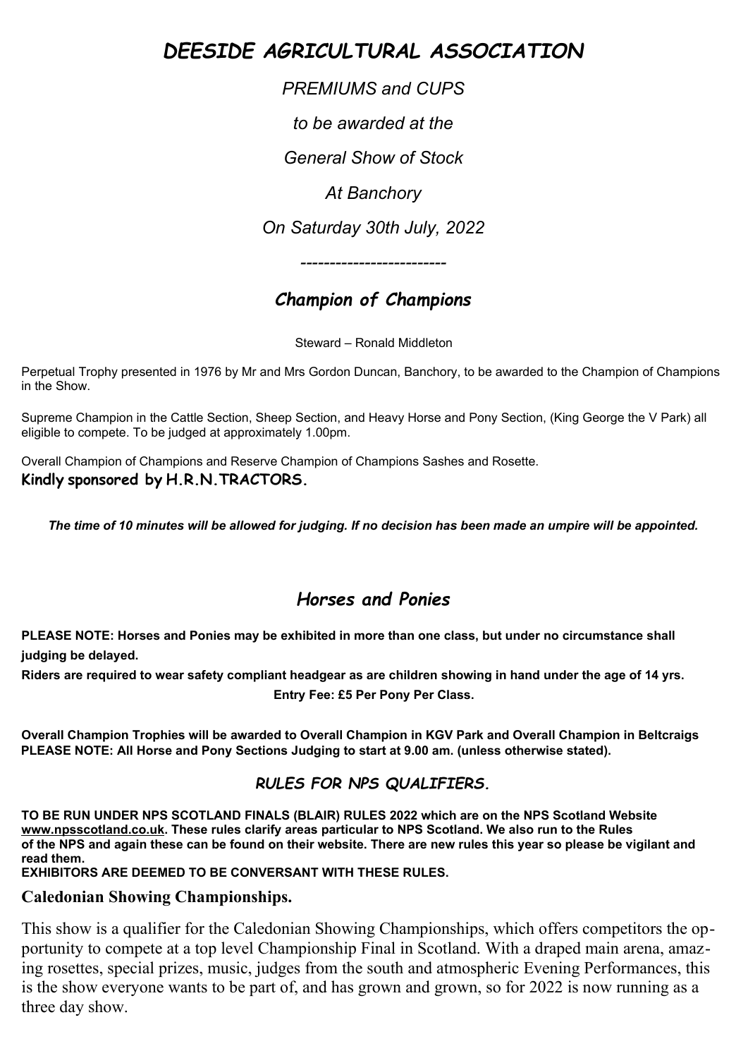# *DEESIDE AGRICULTURAL ASSOCIATION*

*PREMIUMS and CUPS*

*to be awarded at the*

*General Show of Stock*

*At Banchory*

*On Saturday 30th July, 2022*

-------------------------

## *Champion of Champions*

Steward – Ronald Middleton

Perpetual Trophy presented in 1976 by Mr and Mrs Gordon Duncan, Banchory, to be awarded to the Champion of Champions in the Show.

Supreme Champion in the Cattle Section, Sheep Section, and Heavy Horse and Pony Section, (King George the V Park) all eligible to compete. To be judged at approximately 1.00pm.

Overall Champion of Champions and Reserve Champion of Champions Sashes and Rosette.

**Kindly sponsored by H.R.N.TRACTORS.**

***The time of 10 minutes will be allowed for judging. If no decision has been made an umpire will be appointed.***

## *Horses and Ponies*

**PLEASE NOTE: Horses and Ponies may be exhibited in more than one class, but under no circumstance shall judging be delayed.**

**Riders are required to wear safety compliant headgear as are children showing in hand under the age of 14 yrs.**

**Entry Fee: £5 Per Pony Per Class.**

**Overall Champion Trophies will be awarded to Overall Champion in KGV Park and Overall Champion in Beltcraigs**
**PLEASE NOTE: All Horse and Pony Sections Judging to start at 9.00 am. (unless otherwise stated).**

### *RULES FOR NPS QUALIFIERS.*

**TO BE RUN UNDER NPS SCOTLAND FINALS (BLAIR) RULES 2022 which are on the NPS Scotland Website www.npsscotland.co.uk. These rules clarify areas particular to NPS Scotland. We also run to the Rules of the NPS and again these can be found on their website. There are new rules this year so please be vigilant and read them.**

**EXHIBITORS ARE DEEMED TO BE CONVERSANT WITH THESE RULES.**

### Caledonian Showing Championships.

This show is a qualifier for the Caledonian Showing Championships, which offers competitors the opportunity to compete at a top level Championship Final in Scotland. With a draped main arena, amazing rosettes, special prizes, music, judges from the south and atmospheric Evening Performances, this is the show everyone wants to be part of, and has grown and grown, so for 2022 is now running as a three day show.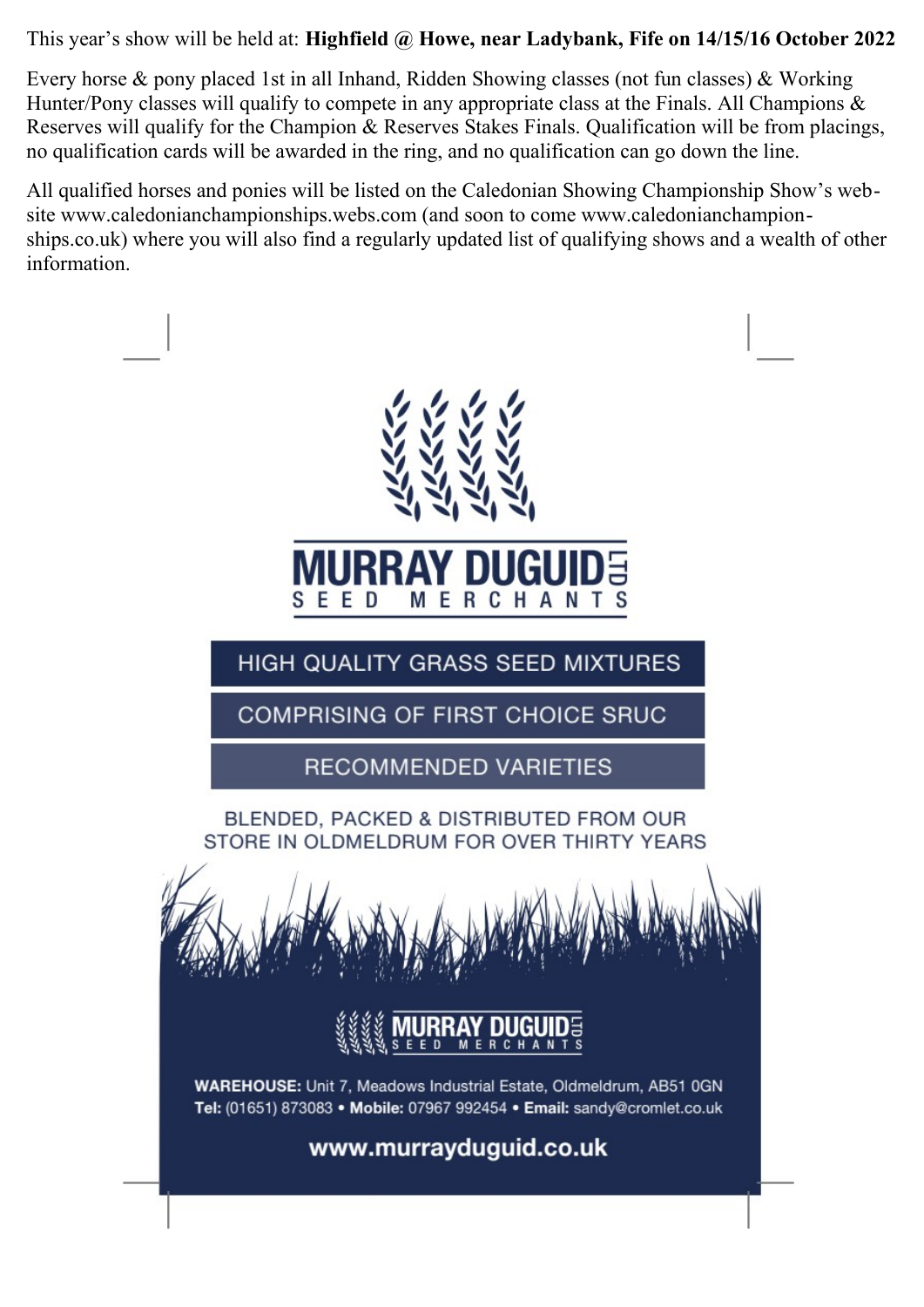This year's show will be held at: **Highfield @ Howe, near Ladybank, Fife on 14/15/16 October 2022**

Every horse & pony placed 1st in all Inhand, Ridden Showing classes (not fun classes) & Working Hunter/Pony classes will qualify to compete in any appropriate class at the Finals. All Champions & Reserves will qualify for the Champion & Reserves Stakes Finals. Qualification will be from placings, no qualification cards will be awarded in the ring, and no qualification can go down the line.

All qualified horses and ponies will be listed on the Caledonian Showing Championship Show's website www.caledonianchampionships.webs.com (and soon to come www.caledonianchampionships.co.uk) where you will also find a regularly updated list of qualifying shows and a wealth of other information.

**MURRAY DUGUID LTD**
SEED MERCHANTS

HIGH QUALITY GRASS SEED MIXTURES

COMPRISING OF FIRST CHOICE SRUC

RECOMMENDED VARIETIES

BLENDED, PACKED & DISTRIBUTED FROM OUR STORE IN OLDMELDRUM FOR OVER THIRTY YEARS

**MURRAY DUGUID LTD**
SEED MERCHANTS

**WAREHOUSE:** Unit 7, Meadows Industrial Estate, Oldmeldrum, AB51 0GN
**Tel:** (01651) 873083 • **Mobile:** 07967 992454 • **Email:** sandy@cromlet.co.uk

**www.murrayduguid.co.uk**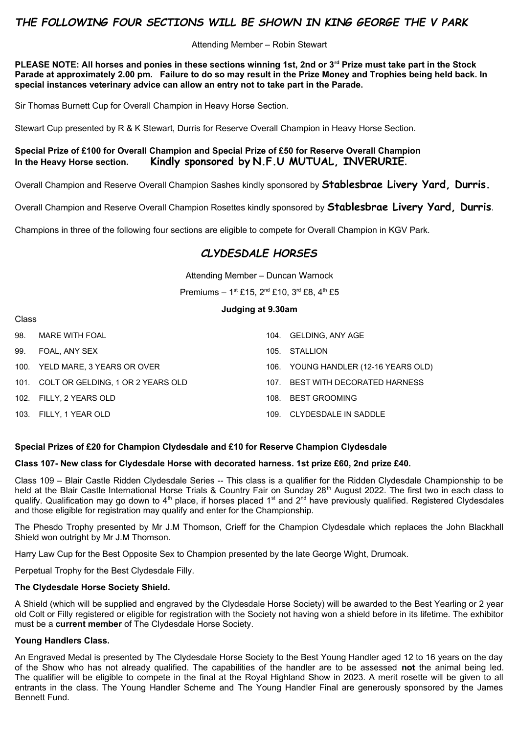# *THE FOLLOWING FOUR SECTIONS WILL BE SHOWN IN KING GEORGE THE V PARK*

Attending Member – Robin Stewart

**PLEASE NOTE: All horses and ponies in these sections winning 1st, 2nd or 3rd Prize must take part in the Stock Parade at approximately 2.00 pm. Failure to do so may result in the Prize Money and Trophies being held back. In special instances veterinary advice can allow an entry not to take part in the Parade.**

Sir Thomas Burnett Cup for Overall Champion in Heavy Horse Section.

Stewart Cup presented by R & K Stewart, Durris for Reserve Overall Champion in Heavy Horse Section.

**Special Prize of £100 for Overall Champion and Special Prize of £50 for Reserve Overall Champion In the Heavy Horse section. Kindly sponsored by N.F.U MUTUAL, INVERURIE.**

Overall Champion and Reserve Overall Champion Sashes kindly sponsored by **Stablesbrae Livery Yard, Durris.**

Overall Champion and Reserve Overall Champion Rosettes kindly sponsored by **Stablesbrae Livery Yard, Durris**.

Champions in three of the following four sections are eligible to compete for Overall Champion in KGV Park.

## *CLYDESDALE HORSES*

Attending Member – Duncan Warnock

Premiums – 1st £15, 2nd £10, 3rd £8, 4th £5

**Judging at 9.30am**

Class

98. MARE WITH FOAL
99. FOAL, ANY SEX
100. YELD MARE, 3 YEARS OR OVER
101. COLT OR GELDING, 1 OR 2 YEARS OLD
102. FILLY, 2 YEARS OLD
103. FILLY, 1 YEAR OLD
104. GELDING, ANY AGE
105. STALLION
106. YOUNG HANDLER (12-16 YEARS OLD)
107. BEST WITH DECORATED HARNESS
108. BEST GROOMING
109. CLYDESDALE IN SADDLE

**Special Prizes of £20 for Champion Clydesdale and £10 for Reserve Champion Clydesdale**

**Class 107- New class for Clydesdale Horse with decorated harness. 1st prize £60, 2nd prize £40.**

Class 109 – Blair Castle Ridden Clydesdale Series -- This class is a qualifier for the Ridden Clydesdale Championship to be held at the Blair Castle International Horse Trials & Country Fair on Sunday 28th August 2022. The first two in each class to qualify. Qualification may go down to 4th place, if horses placed 1st and 2nd have previously qualified. Registered Clydesdales and those eligible for registration may qualify and enter for the Championship.

The Phesdo Trophy presented by Mr J.M Thomson, Crieff for the Champion Clydesdale which replaces the John Blackhall Shield won outright by Mr J.M Thomson.

Harry Law Cup for the Best Opposite Sex to Champion presented by the late George Wight, Drumoak.

Perpetual Trophy for the Best Clydesdale Filly.

**The Clydesdale Horse Society Shield.**

A Shield (which will be supplied and engraved by the Clydesdale Horse Society) will be awarded to the Best Yearling or 2 year old Colt or Filly registered or eligible for registration with the Society not having won a shield before in its lifetime. The exhibitor must be a **current member** of The Clydesdale Horse Society.

**Young Handlers Class.**

An Engraved Medal is presented by The Clydesdale Horse Society to the Best Young Handler aged 12 to 16 years on the day of the Show who has not already qualified. The capabilities of the handler are to be assessed **not** the animal being led. The qualifier will be eligible to compete in the final at the Royal Highland Show in 2023. A merit rosette will be given to all entrants in the class. The Young Handler Scheme and The Young Handler Final are generously sponsored by the James Bennett Fund.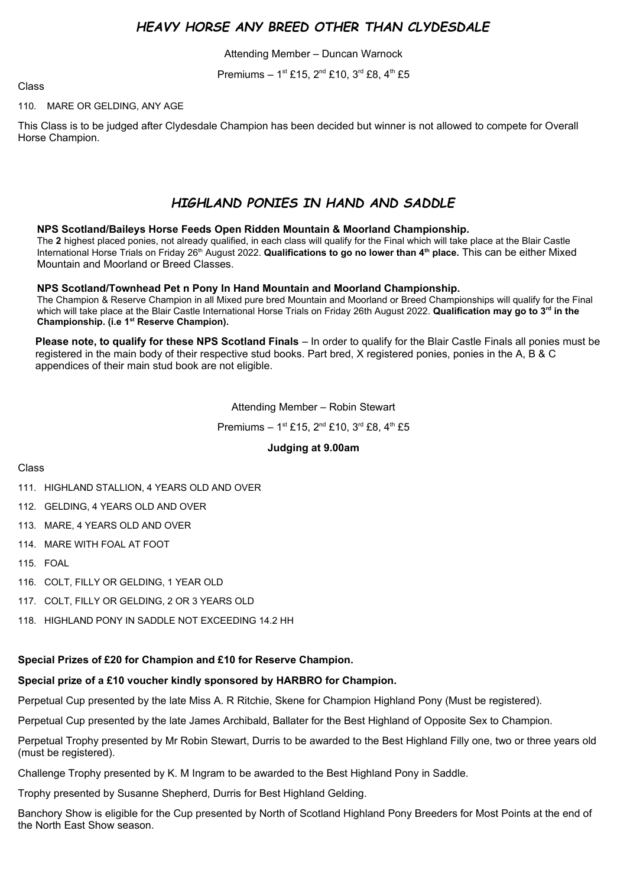## *HEAVY HORSE ANY BREED OTHER THAN CLYDESDALE*

Attending Member – Duncan Warnock

Premiums – 1st £15, 2nd £10, 3rd £8, 4th £5

Class

110. MARE OR GELDING, ANY AGE

This Class is to be judged after Clydesdale Champion has been decided but winner is not allowed to compete for Overall Horse Champion.

## *HIGHLAND PONIES IN HAND AND SADDLE*

**NPS Scotland/Baileys Horse Feeds Open Ridden Mountain & Moorland Championship.**

The **2** highest placed ponies, not already qualified, in each class will qualify for the Final which will take place at the Blair Castle International Horse Trials on Friday 26th August 2022. **Qualifications to go no lower than 4th place.** This can be either Mixed Mountain and Moorland or Breed Classes.

**NPS Scotland/Townhead Pet n Pony In Hand Mountain and Moorland Championship.**

The Champion & Reserve Champion in all Mixed pure bred Mountain and Moorland or Breed Championships will qualify for the Final which will take place at the Blair Castle International Horse Trials on Friday 26th August 2022. **Qualification may go to 3rd in the Championship. (i.e 1st Reserve Champion).**

**Please note, to qualify for these NPS Scotland Finals** – In order to qualify for the Blair Castle Finals all ponies must be registered in the main body of their respective stud books. Part bred, X registered ponies, ponies in the A, B & C appendices of their main stud book are not eligible.

Attending Member – Robin Stewart

Premiums – 1st £15, 2nd £10, 3rd £8, 4th £5

**Judging at 9.00am**

Class

111. HIGHLAND STALLION, 4 YEARS OLD AND OVER
112. GELDING, 4 YEARS OLD AND OVER
113. MARE, 4 YEARS OLD AND OVER
114. MARE WITH FOAL AT FOOT
115. FOAL
116. COLT, FILLY OR GELDING, 1 YEAR OLD
117. COLT, FILLY OR GELDING, 2 OR 3 YEARS OLD
118. HIGHLAND PONY IN SADDLE NOT EXCEEDING 14.2 HH

**Special Prizes of £20 for Champion and £10 for Reserve Champion.**

**Special prize of a £10 voucher kindly sponsored by HARBRO for Champion.**

Perpetual Cup presented by the late Miss A. R Ritchie, Skene for Champion Highland Pony (Must be registered).

Perpetual Cup presented by the late James Archibald, Ballater for the Best Highland of Opposite Sex to Champion.

Perpetual Trophy presented by Mr Robin Stewart, Durris to be awarded to the Best Highland Filly one, two or three years old (must be registered).

Challenge Trophy presented by K. M Ingram to be awarded to the Best Highland Pony in Saddle.

Trophy presented by Susanne Shepherd, Durris for Best Highland Gelding.

Banchory Show is eligible for the Cup presented by North of Scotland Highland Pony Breeders for Most Points at the end of the North East Show season.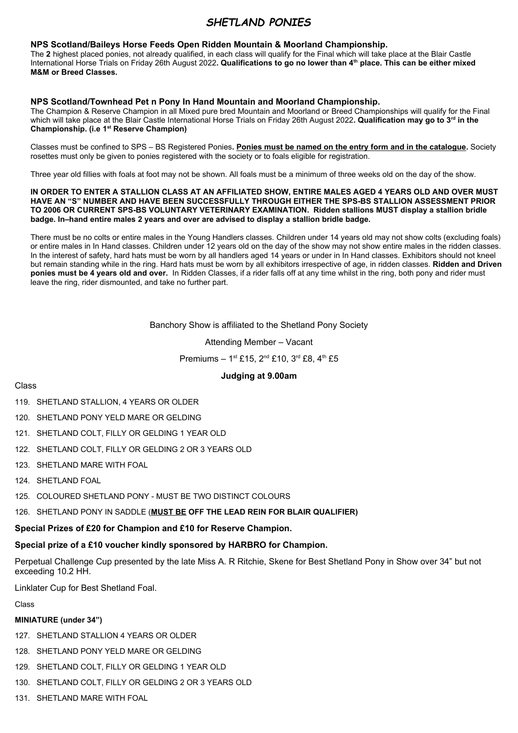# *SHETLAND PONIES*

**NPS Scotland/Baileys Horse Feeds Open Ridden Mountain & Moorland Championship.**

The **2** highest placed ponies, not already qualified, in each class will qualify for the Final which will take place at the Blair Castle International Horse Trials on Friday 26th August 2022**. Qualifications to go no lower than 4th place. This can be either mixed M&M or Breed Classes.**

**NPS Scotland/Townhead Pet n Pony In Hand Mountain and Moorland Championship.**

The Champion & Reserve Champion in all Mixed pure bred Mountain and Moorland or Breed Championships will qualify for the Final which will take place at the Blair Castle International Horse Trials on Friday 26th August 2022**. Qualification may go to 3rd in the Championship. (i.e 1st Reserve Champion)**

Classes must be confined to SPS – BS Registered Ponies**. Ponies must be named on the entry form and in the catalogue.** Society rosettes must only be given to ponies registered with the society or to foals eligible for registration.

Three year old fillies with foals at foot may not be shown. All foals must be a minimum of three weeks old on the day of the show.

**IN ORDER TO ENTER A STALLION CLASS AT AN AFFILIATED SHOW, ENTIRE MALES AGED 4 YEARS OLD AND OVER MUST HAVE AN "S" NUMBER AND HAVE BEEN SUCCESSFULLY THROUGH EITHER THE SPS-BS STALLION ASSESSMENT PRIOR TO 2006 OR CURRENT SPS-BS VOLUNTARY VETERINARY EXAMINATION. Ridden stallions MUST display a stallion bridle badge. In–hand entire males 2 years and over are advised to display a stallion bridle badge.**

There must be no colts or entire males in the Young Handlers classes. Children under 14 years old may not show colts (excluding foals) or entire males in In Hand classes. Children under 12 years old on the day of the show may not show entire males in the ridden classes. In the interest of safety, hard hats must be worn by all handlers aged 14 years or under in In Hand classes. Exhibitors should not kneel but remain standing while in the ring. Hard hats must be worn by all exhibitors irrespective of age, in ridden classes. **Ridden and Driven ponies must be 4 years old and over.** In Ridden Classes, if a rider falls off at any time whilst in the ring, both pony and rider must leave the ring, rider dismounted, and take no further part.

Banchory Show is affiliated to the Shetland Pony Society

Attending Member – Vacant

Premiums – 1st £15, 2nd £10, 3rd £8, 4th £5

**Judging at 9.00am**

Class

119. SHETLAND STALLION, 4 YEARS OR OLDER
120. SHETLAND PONY YELD MARE OR GELDING
121. SHETLAND COLT, FILLY OR GELDING 1 YEAR OLD
122. SHETLAND COLT, FILLY OR GELDING 2 OR 3 YEARS OLD
123. SHETLAND MARE WITH FOAL
124. SHETLAND FOAL
125. COLOURED SHETLAND PONY - MUST BE TWO DISTINCT COLOURS
126. SHETLAND PONY IN SADDLE (**MUST BE OFF THE LEAD REIN FOR BLAIR QUALIFIER)**

**Special Prizes of £20 for Champion and £10 for Reserve Champion.**

**Special prize of a £10 voucher kindly sponsored by HARBRO for Champion.**

Perpetual Challenge Cup presented by the late Miss A. R Ritchie, Skene for Best Shetland Pony in Show over 34" but not exceeding 10.2 HH.

Linklater Cup for Best Shetland Foal.

Class

**MINIATURE (under 34")**

127. SHETLAND STALLION 4 YEARS OR OLDER
128. SHETLAND PONY YELD MARE OR GELDING
129. SHETLAND COLT, FILLY OR GELDING 1 YEAR OLD
130. SHETLAND COLT, FILLY OR GELDING 2 OR 3 YEARS OLD
131. SHETLAND MARE WITH FOAL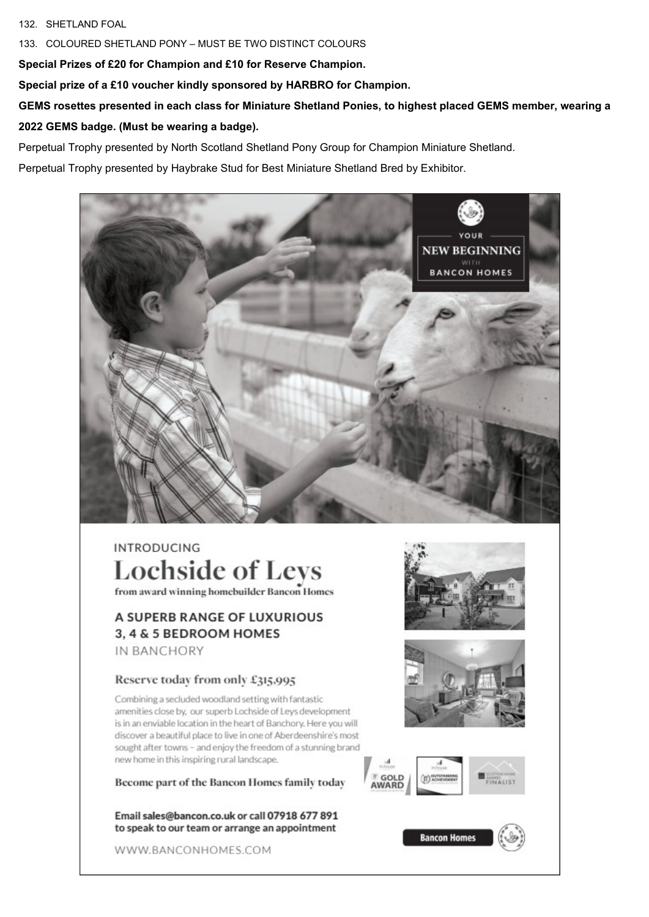132. SHETLAND FOAL

133. COLOURED SHETLAND PONY – MUST BE TWO DISTINCT COLOURS

**Special Prizes of £20 for Champion and £10 for Reserve Champion.**

**Special prize of a £10 voucher kindly sponsored by HARBRO for Champion.**

**GEMS rosettes presented in each class for Miniature Shetland Ponies, to highest placed GEMS member, wearing a 2022 GEMS badge. (Must be wearing a badge).**

Perpetual Trophy presented by North Scotland Shetland Pony Group for Champion Miniature Shetland.

Perpetual Trophy presented by Haybrake Stud for Best Miniature Shetland Bred by Exhibitor.

YOUR NEW BEGINNING WITH BANCON HOMES

INTRODUCING

# Lochside of Leys

from award winning homebuilder Bancon Homes

## A SUPERB RANGE OF LUXURIOUS 3, 4 & 5 BEDROOM HOMES

IN BANCHORY

### Reserve today from only £315,995

Combining a secluded woodland setting with fantastic amenities close by, our superb Lochside of Leys development is in an enviable location in the heart of Banchory. Here you will discover a beautiful place to live in one of Aberdeenshire's most sought after towns – and enjoy the freedom of a stunning brand new home in this inspiring rural landscape.

**Become part of the Bancon Homes family today**

**Email sales@bancon.co.uk or call 07918 677 891 to speak to our team or arrange an appointment**

WWW.BANCONHOMES.COM

GOLD AWARD · OUTSTANDING ACHIEVEMENT · SCOTTISH HOME AWARDS FINALIST

Bancon Homes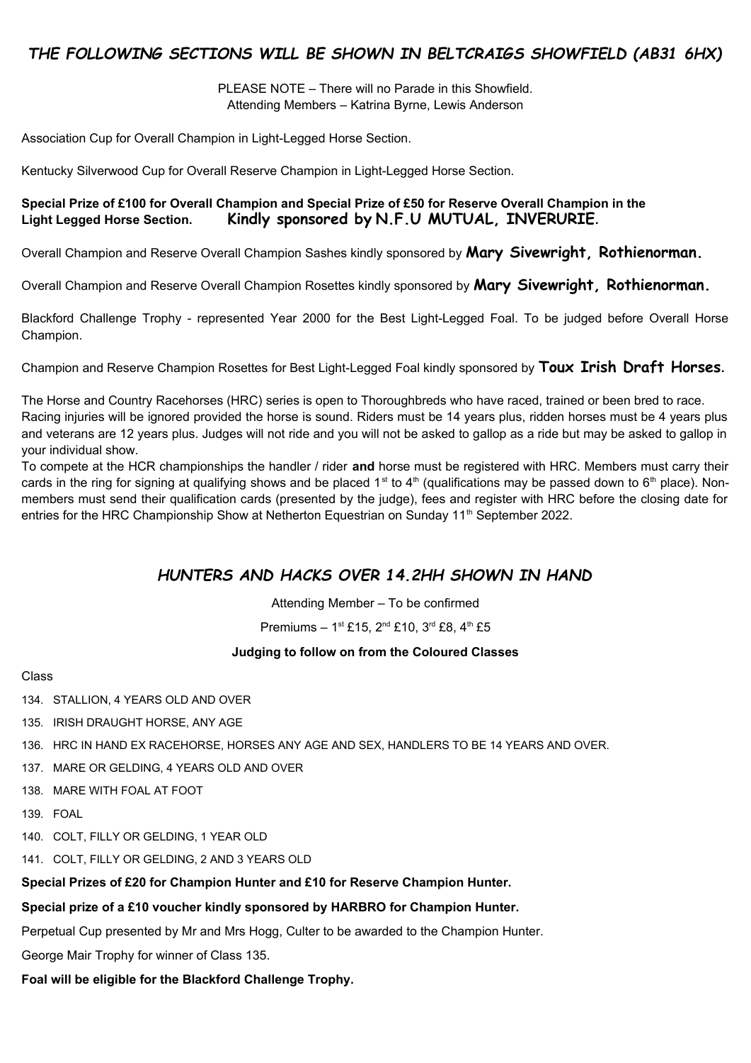## *THE FOLLOWING SECTIONS WILL BE SHOWN IN BELTCRAIGS SHOWFIELD (AB31 6HX)*

PLEASE NOTE – There will no Parade in this Showfield.
Attending Members – Katrina Byrne, Lewis Anderson

Association Cup for Overall Champion in Light-Legged Horse Section.

Kentucky Silverwood Cup for Overall Reserve Champion in Light-Legged Horse Section.

**Special Prize of £100 for Overall Champion and Special Prize of £50 for Reserve Overall Champion in the Light Legged Horse Section. Kindly sponsored by N.F.U MUTUAL, INVERURIE.**

Overall Champion and Reserve Overall Champion Sashes kindly sponsored by **Mary Sivewright, Rothienorman.**

Overall Champion and Reserve Overall Champion Rosettes kindly sponsored by **Mary Sivewright, Rothienorman.**

Blackford Challenge Trophy - represented Year 2000 for the Best Light-Legged Foal. To be judged before Overall Horse Champion.

Champion and Reserve Champion Rosettes for Best Light-Legged Foal kindly sponsored by **Toux Irish Draft Horses.**

The Horse and Country Racehorses (HRC) series is open to Thoroughbreds who have raced, trained or been bred to race. Racing injuries will be ignored provided the horse is sound. Riders must be 14 years plus, ridden horses must be 4 years plus and veterans are 12 years plus. Judges will not ride and you will not be asked to gallop as a ride but may be asked to gallop in your individual show.

To compete at the HCR championships the handler / rider **and** horse must be registered with HRC. Members must carry their cards in the ring for signing at qualifying shows and be placed 1st to 4th (qualifications may be passed down to 6th place). Non-members must send their qualification cards (presented by the judge), fees and register with HRC before the closing date for entries for the HRC Championship Show at Netherton Equestrian on Sunday 11th September 2022.

## *HUNTERS AND HACKS OVER 14.2HH SHOWN IN HAND*

Attending Member – To be confirmed

Premiums – 1st £15, 2nd £10, 3rd £8, 4th £5

**Judging to follow on from the Coloured Classes**

Class

134. STALLION, 4 YEARS OLD AND OVER
135. IRISH DRAUGHT HORSE, ANY AGE
136. HRC IN HAND EX RACEHORSE, HORSES ANY AGE AND SEX, HANDLERS TO BE 14 YEARS AND OVER.
137. MARE OR GELDING, 4 YEARS OLD AND OVER
138. MARE WITH FOAL AT FOOT
139. FOAL
140. COLT, FILLY OR GELDING, 1 YEAR OLD
141. COLT, FILLY OR GELDING, 2 AND 3 YEARS OLD

**Special Prizes of £20 for Champion Hunter and £10 for Reserve Champion Hunter.**

**Special prize of a £10 voucher kindly sponsored by HARBRO for Champion Hunter.**

Perpetual Cup presented by Mr and Mrs Hogg, Culter to be awarded to the Champion Hunter.

George Mair Trophy for winner of Class 135.

**Foal will be eligible for the Blackford Challenge Trophy.**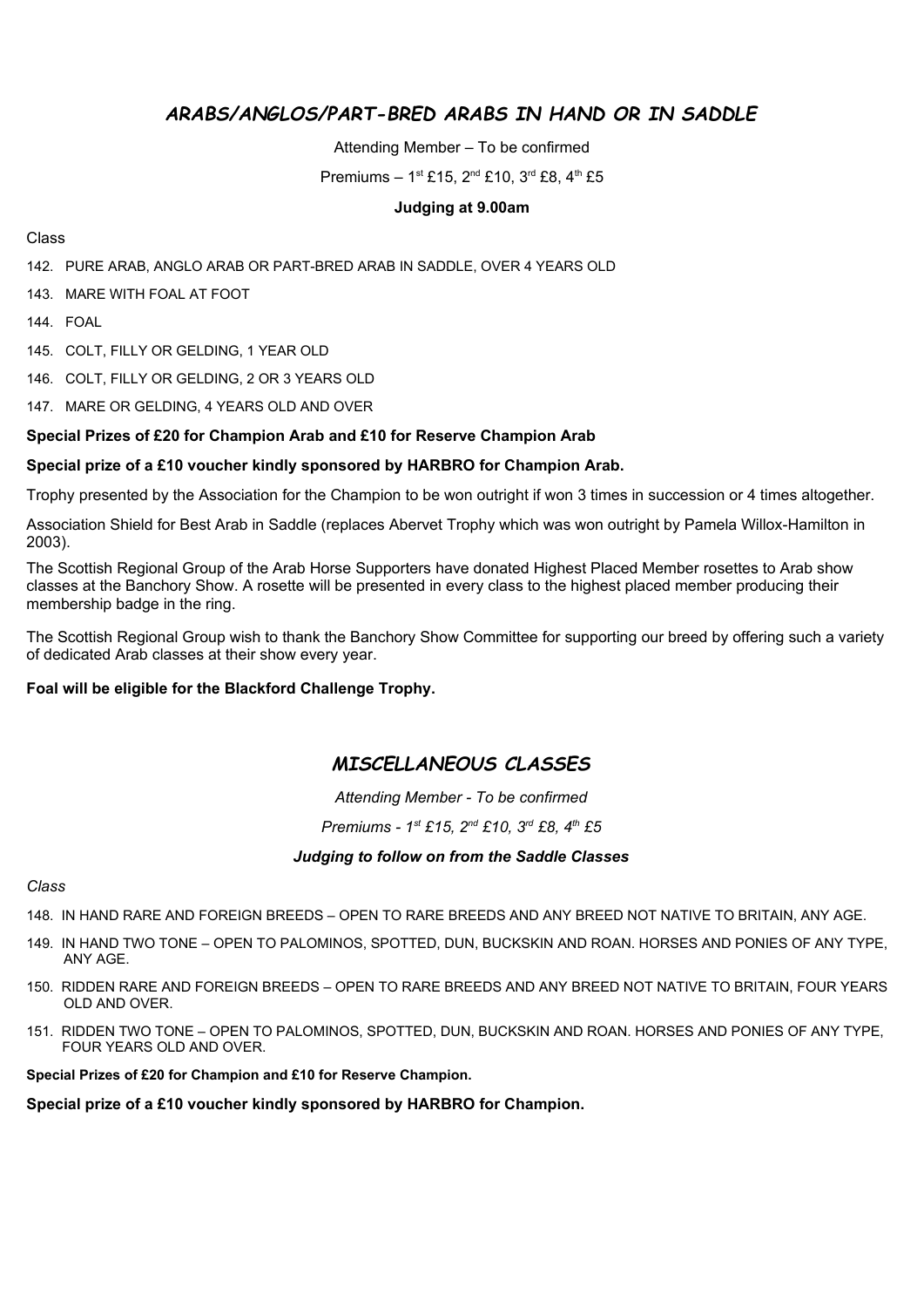## *ARABS/ANGLOS/PART-BRED ARABS IN HAND OR IN SADDLE*

Attending Member – To be confirmed

Premiums – 1st £15, 2nd £10, 3rd £8, 4th £5

**Judging at 9.00am**

Class

142. PURE ARAB, ANGLO ARAB OR PART-BRED ARAB IN SADDLE, OVER 4 YEARS OLD
143. MARE WITH FOAL AT FOOT
144. FOAL
145. COLT, FILLY OR GELDING, 1 YEAR OLD
146. COLT, FILLY OR GELDING, 2 OR 3 YEARS OLD
147. MARE OR GELDING, 4 YEARS OLD AND OVER

**Special Prizes of £20 for Champion Arab and £10 for Reserve Champion Arab**

**Special prize of a £10 voucher kindly sponsored by HARBRO for Champion Arab.**

Trophy presented by the Association for the Champion to be won outright if won 3 times in succession or 4 times altogether.

Association Shield for Best Arab in Saddle (replaces Abervet Trophy which was won outright by Pamela Willox-Hamilton in 2003).

The Scottish Regional Group of the Arab Horse Supporters have donated Highest Placed Member rosettes to Arab show classes at the Banchory Show. A rosette will be presented in every class to the highest placed member producing their membership badge in the ring.

The Scottish Regional Group wish to thank the Banchory Show Committee for supporting our breed by offering such a variety of dedicated Arab classes at their show every year.

**Foal will be eligible for the Blackford Challenge Trophy.**

## *MISCELLANEOUS CLASSES*

*Attending Member - To be confirmed*

*Premiums - 1st £15, 2nd £10, 3rd £8, 4th £5*

***Judging to follow on from the Saddle Classes***

*Class*

148. IN HAND RARE AND FOREIGN BREEDS – OPEN TO RARE BREEDS AND ANY BREED NOT NATIVE TO BRITAIN, ANY AGE.
149. IN HAND TWO TONE – OPEN TO PALOMINOS, SPOTTED, DUN, BUCKSKIN AND ROAN. HORSES AND PONIES OF ANY TYPE, ANY AGE.
150. RIDDEN RARE AND FOREIGN BREEDS – OPEN TO RARE BREEDS AND ANY BREED NOT NATIVE TO BRITAIN, FOUR YEARS OLD AND OVER.
151. RIDDEN TWO TONE – OPEN TO PALOMINOS, SPOTTED, DUN, BUCKSKIN AND ROAN. HORSES AND PONIES OF ANY TYPE, FOUR YEARS OLD AND OVER.

**Special Prizes of £20 for Champion and £10 for Reserve Champion.**

**Special prize of a £10 voucher kindly sponsored by HARBRO for Champion.**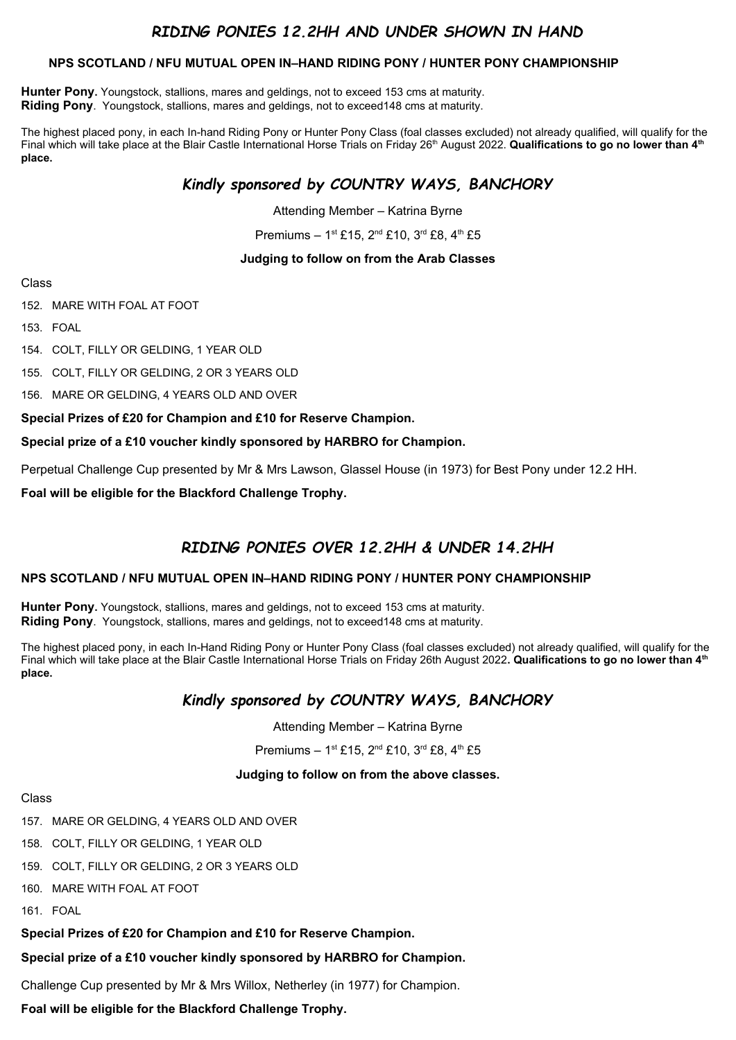## *RIDING PONIES 12.2HH AND UNDER SHOWN IN HAND*

**NPS SCOTLAND / NFU MUTUAL OPEN IN–HAND RIDING PONY / HUNTER PONY CHAMPIONSHIP**

**Hunter Pony.** Youngstock, stallions, mares and geldings, not to exceed 153 cms at maturity.
**Riding Pony**. Youngstock, stallions, mares and geldings, not to exceed148 cms at maturity.

The highest placed pony, in each In-hand Riding Pony or Hunter Pony Class (foal classes excluded) not already qualified, will qualify for the Final which will take place at the Blair Castle International Horse Trials on Friday 26th August 2022. **Qualifications to go no lower than 4th place.**

### *Kindly sponsored by COUNTRY WAYS, BANCHORY*

Attending Member – Katrina Byrne

Premiums – 1st £15, 2nd £10, 3rd £8, 4th £5

**Judging to follow on from the Arab Classes**

Class

152. MARE WITH FOAL AT FOOT
153. FOAL
154. COLT, FILLY OR GELDING, 1 YEAR OLD
155. COLT, FILLY OR GELDING, 2 OR 3 YEARS OLD
156. MARE OR GELDING, 4 YEARS OLD AND OVER

**Special Prizes of £20 for Champion and £10 for Reserve Champion.**

**Special prize of a £10 voucher kindly sponsored by HARBRO for Champion.**

Perpetual Challenge Cup presented by Mr & Mrs Lawson, Glassel House (in 1973) for Best Pony under 12.2 HH.

**Foal will be eligible for the Blackford Challenge Trophy.**

## *RIDING PONIES OVER 12.2HH & UNDER 14.2HH*

**NPS SCOTLAND / NFU MUTUAL OPEN IN–HAND RIDING PONY / HUNTER PONY CHAMPIONSHIP**

**Hunter Pony.** Youngstock, stallions, mares and geldings, not to exceed 153 cms at maturity.
**Riding Pony**. Youngstock, stallions, mares and geldings, not to exceed148 cms at maturity.

The highest placed pony, in each In-hand Riding Pony or Hunter Pony Class (foal classes excluded) not already qualified, will qualify for the Final which will take place at the Blair Castle International Horse Trials on Friday 26th August 2022**. Qualifications to go no lower than 4th place.**

### *Kindly sponsored by COUNTRY WAYS, BANCHORY*

Attending Member – Katrina Byrne

Premiums – 1st £15, 2nd £10, 3rd £8, 4th £5

**Judging to follow on from the above classes.**

Class

157. MARE OR GELDING, 4 YEARS OLD AND OVER
158. COLT, FILLY OR GELDING, 1 YEAR OLD
159. COLT, FILLY OR GELDING, 2 OR 3 YEARS OLD
160. MARE WITH FOAL AT FOOT
161. FOAL

**Special Prizes of £20 for Champion and £10 for Reserve Champion.**

**Special prize of a £10 voucher kindly sponsored by HARBRO for Champion.**

Challenge Cup presented by Mr & Mrs Willox, Netherley (in 1977) for Champion.

**Foal will be eligible for the Blackford Challenge Trophy.**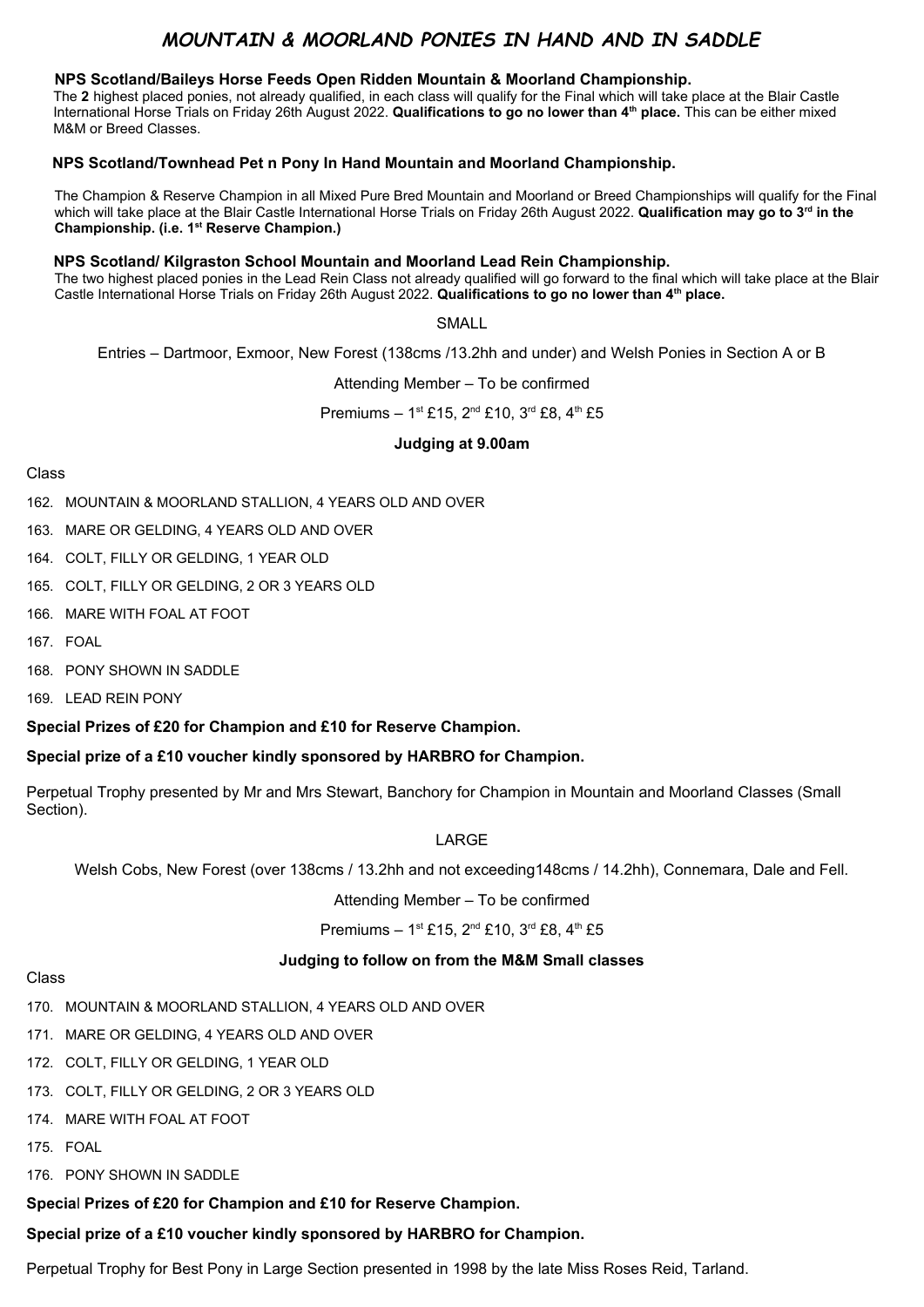# *MOUNTAIN & MOORLAND PONIES IN HAND AND IN SADDLE*

**NPS Scotland/Baileys Horse Feeds Open Ridden Mountain & Moorland Championship.**

The **2** highest placed ponies, not already qualified, in each class will qualify for the Final which will take place at the Blair Castle International Horse Trials on Friday 26th August 2022. **Qualifications to go no lower than 4th place.** This can be either mixed M&M or Breed Classes.

**NPS Scotland/Townhead Pet n Pony In Hand Mountain and Moorland Championship.**

The Champion & Reserve Champion in all Mixed Pure Bred Mountain and Moorland or Breed Championships will qualify for the Final which will take place at the Blair Castle International Horse Trials on Friday 26th August 2022. **Qualification may go to 3rd in the Championship. (i.e. 1st Reserve Champion.)**

**NPS Scotland/ Kilgraston School Mountain and Moorland Lead Rein Championship.**

The two highest placed ponies in the Lead Rein Class not already qualified will go forward to the final which will take place at the Blair Castle International Horse Trials on Friday 26th August 2022. **Qualifications to go no lower than 4th place.**

SMALL

Entries – Dartmoor, Exmoor, New Forest (138cms /13.2hh and under) and Welsh Ponies in Section A or B

Attending Member – To be confirmed

Premiums – 1st £15, 2nd £10, 3rd £8, 4th £5

**Judging at 9.00am**

Class

162. MOUNTAIN & MOORLAND STALLION, 4 YEARS OLD AND OVER
163. MARE OR GELDING, 4 YEARS OLD AND OVER
164. COLT, FILLY OR GELDING, 1 YEAR OLD
165. COLT, FILLY OR GELDING, 2 OR 3 YEARS OLD
166. MARE WITH FOAL AT FOOT
167. FOAL
168. PONY SHOWN IN SADDLE
169. LEAD REIN PONY

**Special Prizes of £20 for Champion and £10 for Reserve Champion.**

**Special prize of a £10 voucher kindly sponsored by HARBRO for Champion.**

Perpetual Trophy presented by Mr and Mrs Stewart, Banchory for Champion in Mountain and Moorland Classes (Small Section).

LARGE

Welsh Cobs, New Forest (over 138cms / 13.2hh and not exceeding148cms / 14.2hh), Connemara, Dale and Fell.

Attending Member – To be confirmed

Premiums – 1st £15, 2nd £10, 3rd £8, 4th £5

**Judging to follow on from the M&M Small classes**

Class

170. MOUNTAIN & MOORLAND STALLION, 4 YEARS OLD AND OVER
171. MARE OR GELDING, 4 YEARS OLD AND OVER
172. COLT, FILLY OR GELDING, 1 YEAR OLD
173. COLT, FILLY OR GELDING, 2 OR 3 YEARS OLD
174. MARE WITH FOAL AT FOOT
175. FOAL
176. PONY SHOWN IN SADDLE

**Special Prizes of £20 for Champion and £10 for Reserve Champion.**

**Special prize of a £10 voucher kindly sponsored by HARBRO for Champion.**

Perpetual Trophy for Best Pony in Large Section presented in 1998 by the late Miss Roses Reid, Tarland.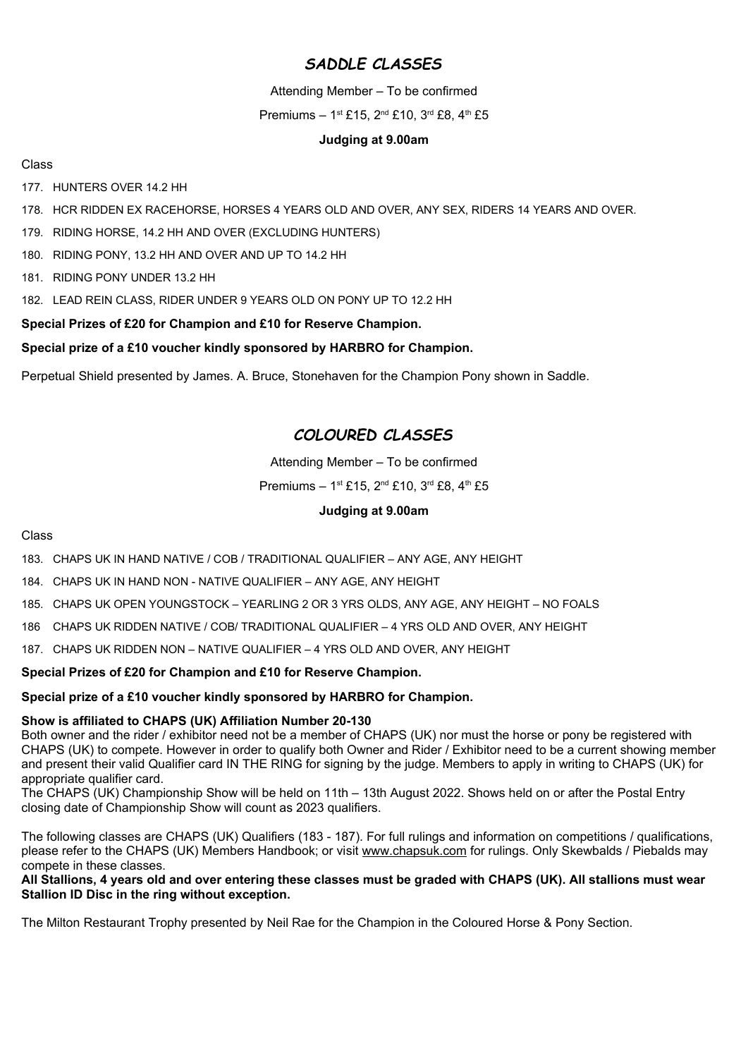## *SADDLE CLASSES*

Attending Member – To be confirmed

Premiums – 1st £15, 2nd £10, 3rd £8, 4th £5

**Judging at 9.00am**

Class

177. HUNTERS OVER 14.2 HH
178. HCR RIDDEN EX RACEHORSE, HORSES 4 YEARS OLD AND OVER, ANY SEX, RIDERS 14 YEARS AND OVER.
179. RIDING HORSE, 14.2 HH AND OVER (EXCLUDING HUNTERS)
180. RIDING PONY, 13.2 HH AND OVER AND UP TO 14.2 HH
181. RIDING PONY UNDER 13.2 HH
182. LEAD REIN CLASS, RIDER UNDER 9 YEARS OLD ON PONY UP TO 12.2 HH

**Special Prizes of £20 for Champion and £10 for Reserve Champion.**

**Special prize of a £10 voucher kindly sponsored by HARBRO for Champion.**

Perpetual Shield presented by James. A. Bruce, Stonehaven for the Champion Pony shown in Saddle.

## *COLOURED CLASSES*

Attending Member – To be confirmed

Premiums – 1st £15, 2nd £10, 3rd £8, 4th £5

**Judging at 9.00am**

Class

183. CHAPS UK IN HAND NATIVE / COB / TRADITIONAL QUALIFIER – ANY AGE, ANY HEIGHT
184. CHAPS UK IN HAND NON - NATIVE QUALIFIER – ANY AGE, ANY HEIGHT
185. CHAPS UK OPEN YOUNGSTOCK – YEARLING 2 OR 3 YRS OLDS, ANY AGE, ANY HEIGHT – NO FOALS
186. CHAPS UK RIDDEN NATIVE / COB/ TRADITIONAL QUALIFIER – 4 YRS OLD AND OVER, ANY HEIGHT
187. CHAPS UK RIDDEN NON – NATIVE QUALIFIER – 4 YRS OLD AND OVER, ANY HEIGHT

**Special Prizes of £20 for Champion and £10 for Reserve Champion.**

**Special prize of a £10 voucher kindly sponsored by HARBRO for Champion.**

**Show is affiliated to CHAPS (UK) Affiliation Number 20-130**

Both owner and the rider / exhibitor need not be a member of CHAPS (UK) nor must the horse or pony be registered with CHAPS (UK) to compete. However in order to qualify both Owner and Rider / Exhibitor need to be a current showing member and present their valid Qualifier card IN THE RING for signing by the judge. Members to apply in writing to CHAPS (UK) for appropriate qualifier card.

The CHAPS (UK) Championship Show will be held on 11th – 13th August 2022. Shows held on or after the Postal Entry closing date of Championship Show will count as 2023 qualifiers.

The following classes are CHAPS (UK) Qualifiers (183 - 187). For full rulings and information on competitions / qualifications, please refer to the CHAPS (UK) Members Handbook; or visit www.chapsuk.com for rulings. Only Skewbalds / Piebalds may compete in these classes.

**All Stallions, 4 years old and over entering these classes must be graded with CHAPS (UK). All stallions must wear Stallion ID Disc in the ring without exception.**

The Milton Restaurant Trophy presented by Neil Rae for the Champion in the Coloured Horse & Pony Section.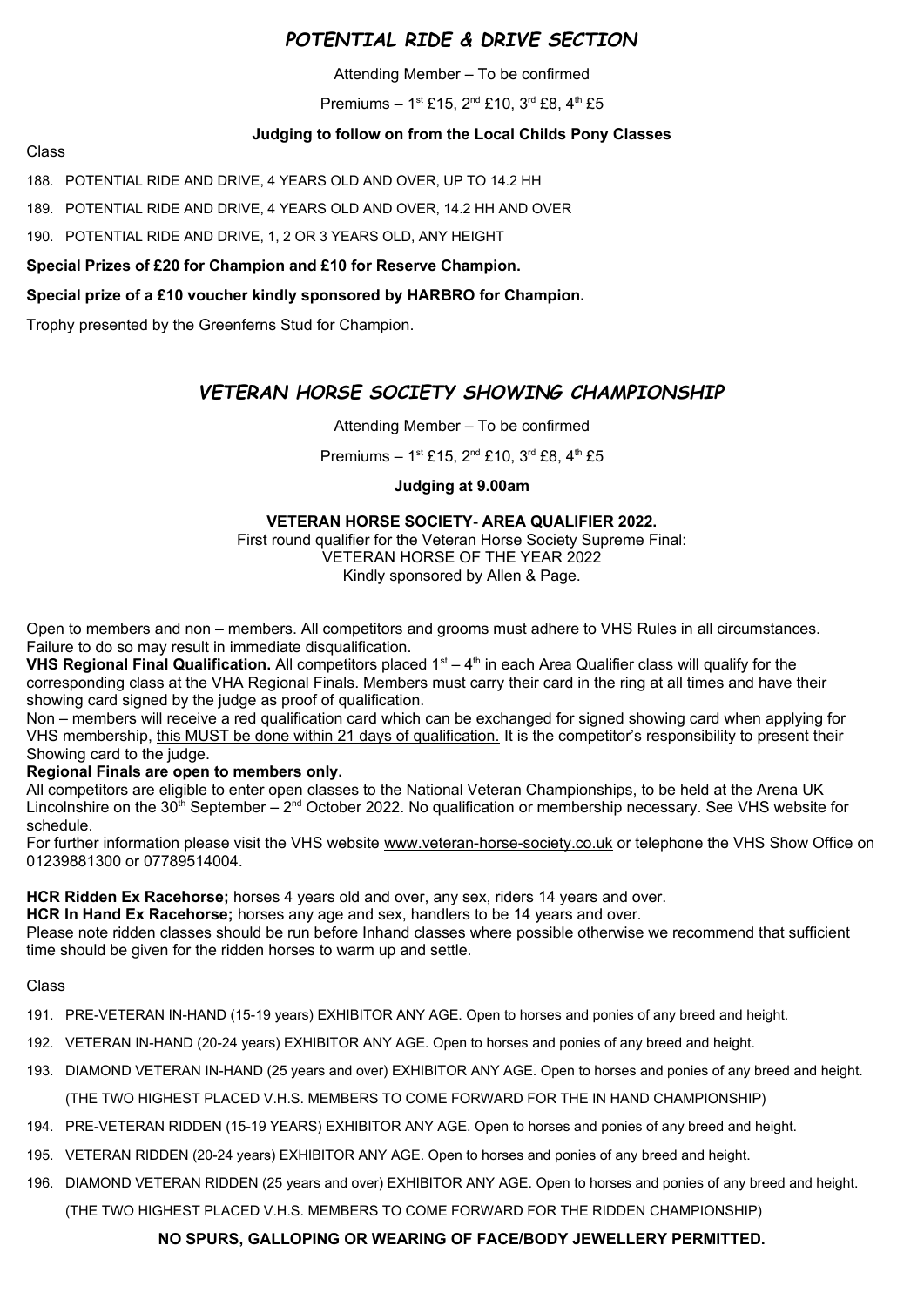## *POTENTIAL RIDE & DRIVE SECTION*

Attending Member – To be confirmed

Premiums – 1st £15, 2nd £10, 3rd £8, 4th £5

**Judging to follow on from the Local Childs Pony Classes**

Class

188. POTENTIAL RIDE AND DRIVE, 4 YEARS OLD AND OVER, UP TO 14.2 HH
189. POTENTIAL RIDE AND DRIVE, 4 YEARS OLD AND OVER, 14.2 HH AND OVER
190. POTENTIAL RIDE AND DRIVE, 1, 2 OR 3 YEARS OLD, ANY HEIGHT

**Special Prizes of £20 for Champion and £10 for Reserve Champion.**

**Special prize of a £10 voucher kindly sponsored by HARBRO for Champion.**

Trophy presented by the Greenferns Stud for Champion.

## *VETERAN HORSE SOCIETY SHOWING CHAMPIONSHIP*

Attending Member – To be confirmed

Premiums – 1st £15, 2nd £10, 3rd £8, 4th £5

**Judging at 9.00am**

**VETERAN HORSE SOCIETY- AREA QUALIFIER 2022.**

First round qualifier for the Veteran Horse Society Supreme Final:
VETERAN HORSE OF THE YEAR 2022
Kindly sponsored by Allen & Page.

Open to members and non – members. All competitors and grooms must adhere to VHS Rules in all circumstances. Failure to do so may result in immediate disqualification.

**VHS Regional Final Qualification.** All competitors placed 1st – 4th in each Area Qualifier class will qualify for the corresponding class at the VHA Regional Finals. Members must carry their card in the ring at all times and have their showing card signed by the judge as proof of qualification.

Non – members will receive a red qualification card which can be exchanged for signed showing card when applying for VHS membership, this MUST be done within 21 days of qualification. It is the competitor's responsibility to present their Showing card to the judge.

**Regional Finals are open to members only.**

All competitors are eligible to enter open classes to the National Veteran Championships, to be held at the Arena UK Lincolnshire on the 30th September – 2nd October 2022. No qualification or membership necessary. See VHS website for schedule.

For further information please visit the VHS website www.veteran-horse-society.co.uk or telephone the VHS Show Office on 01239881300 or 07789514004.

**HCR Ridden Ex Racehorse;** horses 4 years old and over, any sex, riders 14 years and over.
**HCR In Hand Ex Racehorse;** horses any age and sex, handlers to be 14 years and over.
Please note ridden classes should be run before Inhand classes where possible otherwise we recommend that sufficient time should be given for the ridden horses to warm up and settle.

Class

191. PRE-VETERAN IN-HAND (15-19 years) EXHIBITOR ANY AGE. Open to horses and ponies of any breed and height.
192. VETERAN IN-HAND (20-24 years) EXHIBITOR ANY AGE. Open to horses and ponies of any breed and height.
193. DIAMOND VETERAN IN-HAND (25 years and over) EXHIBITOR ANY AGE. Open to horses and ponies of any breed and height.
(THE TWO HIGHEST PLACED V.H.S. MEMBERS TO COME FORWARD FOR THE IN HAND CHAMPIONSHIP)
194. PRE-VETERAN RIDDEN (15-19 YEARS) EXHIBITOR ANY AGE. Open to horses and ponies of any breed and height.
195. VETERAN RIDDEN (20-24 years) EXHIBITOR ANY AGE. Open to horses and ponies of any breed and height.
196. DIAMOND VETERAN RIDDEN (25 years and over) EXHIBITOR ANY AGE. Open to horses and ponies of any breed and height.
(THE TWO HIGHEST PLACED V.H.S. MEMBERS TO COME FORWARD FOR THE RIDDEN CHAMPIONSHIP)

**NO SPURS, GALLOPING OR WEARING OF FACE/BODY JEWELLERY PERMITTED.**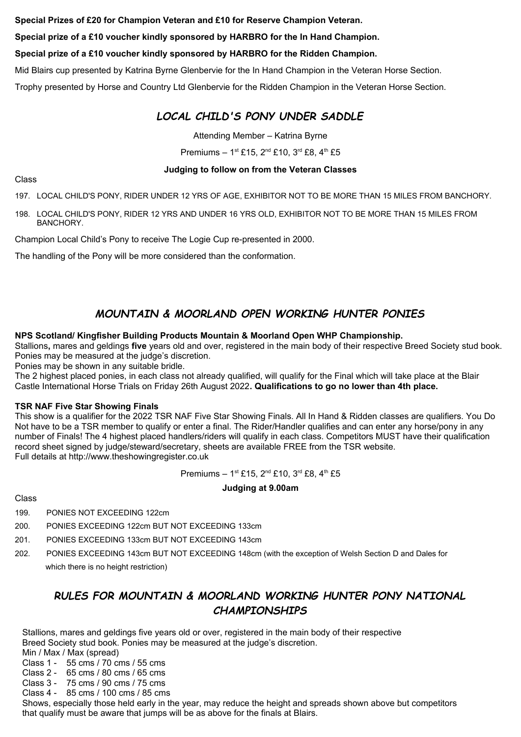**Special Prizes of £20 for Champion Veteran and £10 for Reserve Champion Veteran.**

**Special prize of a £10 voucher kindly sponsored by HARBRO for the In Hand Champion.**

**Special prize of a £10 voucher kindly sponsored by HARBRO for the Ridden Champion.**

Mid Blairs cup presented by Katrina Byrne Glenbervie for the In Hand Champion in the Veteran Horse Section.

Trophy presented by Horse and Country Ltd Glenbervie for the Ridden Champion in the Veteran Horse Section.

## *LOCAL CHILD'S PONY UNDER SADDLE*

Attending Member – Katrina Byrne

Premiums – 1st £15, 2nd £10, 3rd £8, 4th £5

**Judging to follow on from the Veteran Classes**

Class

197. LOCAL CHILD'S PONY, RIDER UNDER 12 YRS OF AGE, EXHIBITOR NOT TO BE MORE THAN 15 MILES FROM BANCHORY.

198. LOCAL CHILD'S PONY, RIDER 12 YRS AND UNDER 16 YRS OLD, EXHIBITOR NOT TO BE MORE THAN 15 MILES FROM BANCHORY.

Champion Local Child's Pony to receive The Logie Cup re-presented in 2000.

The handling of the Pony will be more considered than the conformation.

## *MOUNTAIN & MOORLAND OPEN WORKING HUNTER PONIES*

**NPS Scotland/ Kingfisher Building Products Mountain & Moorland Open WHP Championship.**
Stallions**,** mares and geldings **five** years old and over, registered in the main body of their respective Breed Society stud book. Ponies may be measured at the judge's discretion.
Ponies may be shown in any suitable bridle.
The 2 highest placed ponies, in each class not already qualified, will qualify for the Final which will take place at the Blair Castle International Horse Trials on Friday 26th August 2022**. Qualifications to go no lower than 4th place.**

**TSR NAF Five Star Showing Finals**
This show is a qualifier for the 2022 TSR NAF Five Star Showing Finals. All In Hand & Ridden classes are qualifiers. You Do Not have to be a TSR member to qualify or enter a final. The Rider/Handler qualifies and can enter any horse/pony in any number of Finals! The 4 highest placed handlers/riders will qualify in each class. Competitors MUST have their qualification record sheet signed by judge/steward/secretary, sheets are available FREE from the TSR website.
Full details at http://www.theshowingregister.co.uk

Premiums – 1st £15, 2nd £10, 3rd £8, 4th £5

**Judging at 9.00am**

Class

199. PONIES NOT EXCEEDING 122cm

200. PONIES EXCEEDING 122cm BUT NOT EXCEEDING 133cm

201. PONIES EXCEEDING 133cm BUT NOT EXCEEDING 143cm

202. PONIES EXCEEDING 143cm BUT NOT EXCEEDING 148cm (with the exception of Welsh Section D and Dales for which there is no height restriction)

## *RULES FOR MOUNTAIN & MOORLAND WORKING HUNTER PONY NATIONAL CHAMPIONSHIPS*

Stallions, mares and geldings five years old or over, registered in the main body of their respective Breed Society stud book. Ponies may be measured at the judge's discretion.

Min / Max / Max (spread)
Class 1 - 55 cms / 70 cms / 55 cms
Class 2 - 65 cms / 80 cms / 65 cms
Class 3 - 75 cms / 90 cms / 75 cms
Class 4 - 85 cms / 100 cms / 85 cms

Shows, especially those held early in the year, may reduce the height and spreads shown above but competitors that qualify must be aware that jumps will be as above for the finals at Blairs.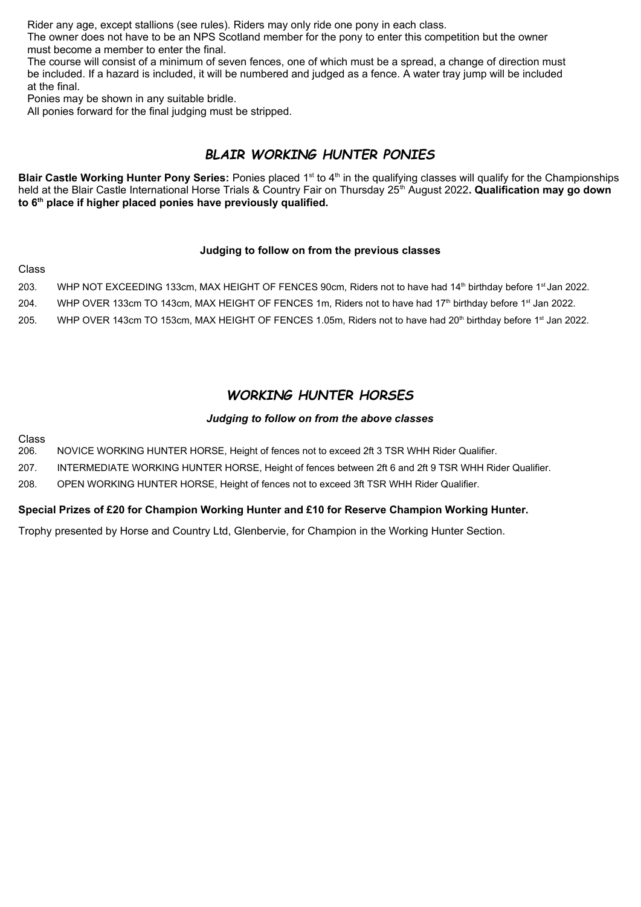Rider any age, except stallions (see rules). Riders may only ride one pony in each class.

The owner does not have to be an NPS Scotland member for the pony to enter this competition but the owner must become a member to enter the final.

The course will consist of a minimum of seven fences, one of which must be a spread, a change of direction must be included. If a hazard is included, it will be numbered and judged as a fence. A water tray jump will be included at the final.

Ponies may be shown in any suitable bridle.

All ponies forward for the final judging must be stripped.

## *BLAIR WORKING HUNTER PONIES*

**Blair Castle Working Hunter Pony Series:** Ponies placed 1st to 4th in the qualifying classes will qualify for the Championships held at the Blair Castle International Horse Trials & Country Fair on Thursday 25th August 2022**. Qualification may go down to 6th place if higher placed ponies have previously qualified.**

**Judging to follow on from the previous classes**

Class

203. WHP NOT EXCEEDING 133cm, MAX HEIGHT OF FENCES 90cm, Riders not to have had 14th birthday before 1st Jan 2022.

204. WHP OVER 133cm TO 143cm, MAX HEIGHT OF FENCES 1m, Riders not to have had 17th birthday before 1st Jan 2022.

205. WHP OVER 143cm TO 153cm, MAX HEIGHT OF FENCES 1.05m, Riders not to have had 20th birthday before 1st Jan 2022.

## *WORKING HUNTER HORSES*

***Judging to follow on from the above classes***

Class

206. NOVICE WORKING HUNTER HORSE, Height of fences not to exceed 2ft 3 TSR WHH Rider Qualifier.

207. INTERMEDIATE WORKING HUNTER HORSE, Height of fences between 2ft 6 and 2ft 9 TSR WHH Rider Qualifier.

208. OPEN WORKING HUNTER HORSE, Height of fences not to exceed 3ft TSR WHH Rider Qualifier.

**Special Prizes of £20 for Champion Working Hunter and £10 for Reserve Champion Working Hunter.**

Trophy presented by Horse and Country Ltd, Glenbervie, for Champion in the Working Hunter Section.